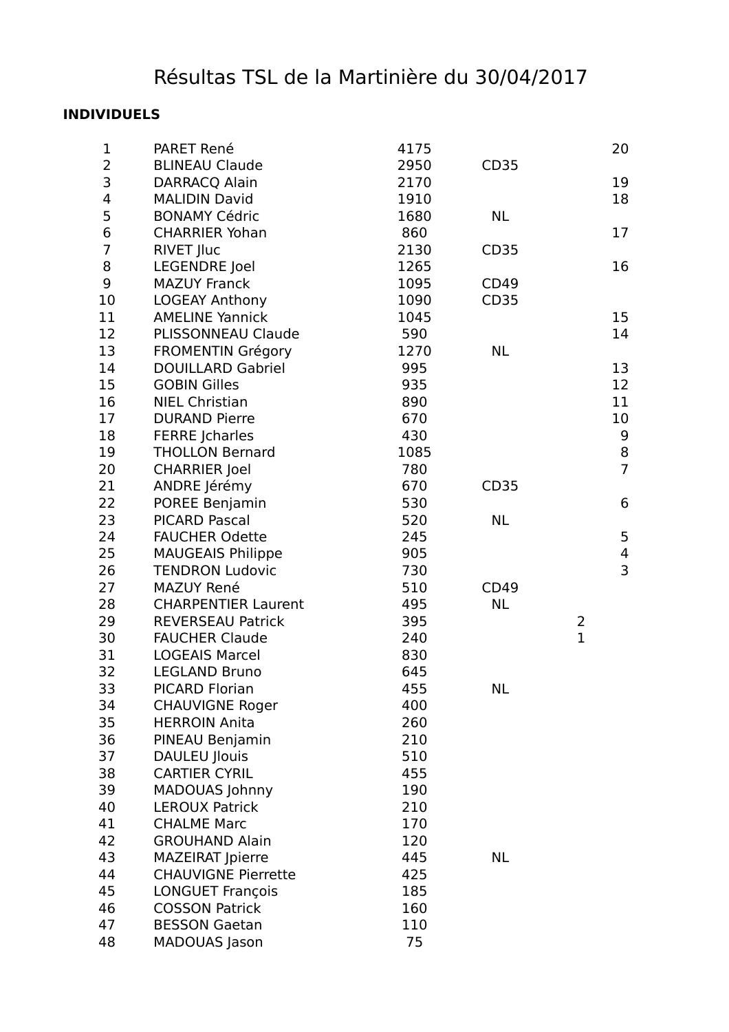# Résultas TSL de la Martinière du 30/04/2017

**INDIVIDUELS**

| | | | | | |
|---|---|---|---|---|---|
| 1 | PARET René | 4175 | | | 20 |
| 2 | BLINEAU Claude | 2950 | CD35 | | |
| 3 | DARRACQ Alain | 2170 | | | 19 |
| 4 | MALIDIN David | 1910 | | | 18 |
| 5 | BONAMY Cédric | 1680 | NL | | |
| 6 | CHARRIER Yohan | 860 | | | 17 |
| 7 | RIVET Jluc | 2130 | CD35 | | |
| 8 | LEGENDRE Joel | 1265 | | | 16 |
| 9 | MAZUY Franck | 1095 | CD49 | | |
| 10 | LOGEAY Anthony | 1090 | CD35 | | |
| 11 | AMELINE Yannick | 1045 | | | 15 |
| 12 | PLISSONNEAU Claude | 590 | | | 14 |
| 13 | FROMENTIN Grégory | 1270 | NL | | |
| 14 | DOUILLARD Gabriel | 995 | | | 13 |
| 15 | GOBIN Gilles | 935 | | | 12 |
| 16 | NIEL Christian | 890 | | | 11 |
| 17 | DURAND Pierre | 670 | | | 10 |
| 18 | FERRE Jcharles | 430 | | | 9 |
| 19 | THOLLON Bernard | 1085 | | | 8 |
| 20 | CHARRIER Joel | 780 | | | 7 |
| 21 | ANDRE Jérémy | 670 | CD35 | | |
| 22 | POREE Benjamin | 530 | | | 6 |
| 23 | PICARD Pascal | 520 | NL | | |
| 24 | FAUCHER Odette | 245 | | | 5 |
| 25 | MAUGEAIS Philippe | 905 | | | 4 |
| 26 | TENDRON Ludovic | 730 | | | 3 |
| 27 | MAZUY René | 510 | CD49 | | |
| 28 | CHARPENTIER Laurent | 495 | NL | | |
| 29 | REVERSEAU Patrick | 395 | | 2 | |
| 30 | FAUCHER Claude | 240 | | 1 | |
| 31 | LOGEAIS Marcel | 830 | | | |
| 32 | LEGLAND Bruno | 645 | | | |
| 33 | PICARD Florian | 455 | NL | | |
| 34 | CHAUVIGNE Roger | 400 | | | |
| 35 | HERROIN Anita | 260 | | | |
| 36 | PINEAU Benjamin | 210 | | | |
| 37 | DAULEU Jlouis | 510 | | | |
| 38 | CARTIER CYRIL | 455 | | | |
| 39 | MADOUAS Johnny | 190 | | | |
| 40 | LEROUX Patrick | 210 | | | |
| 41 | CHALME Marc | 170 | | | |
| 42 | GROUHAND Alain | 120 | | | |
| 43 | MAZEIRAT Jpierre | 445 | NL | | |
| 44 | CHAUVIGNE Pierrette | 425 | | | |
| 45 | LONGUET François | 185 | | | |
| 46 | COSSON Patrick | 160 | | | |
| 47 | BESSON Gaetan | 110 | | | |
| 48 | MADOUAS Jason | 75 | | | |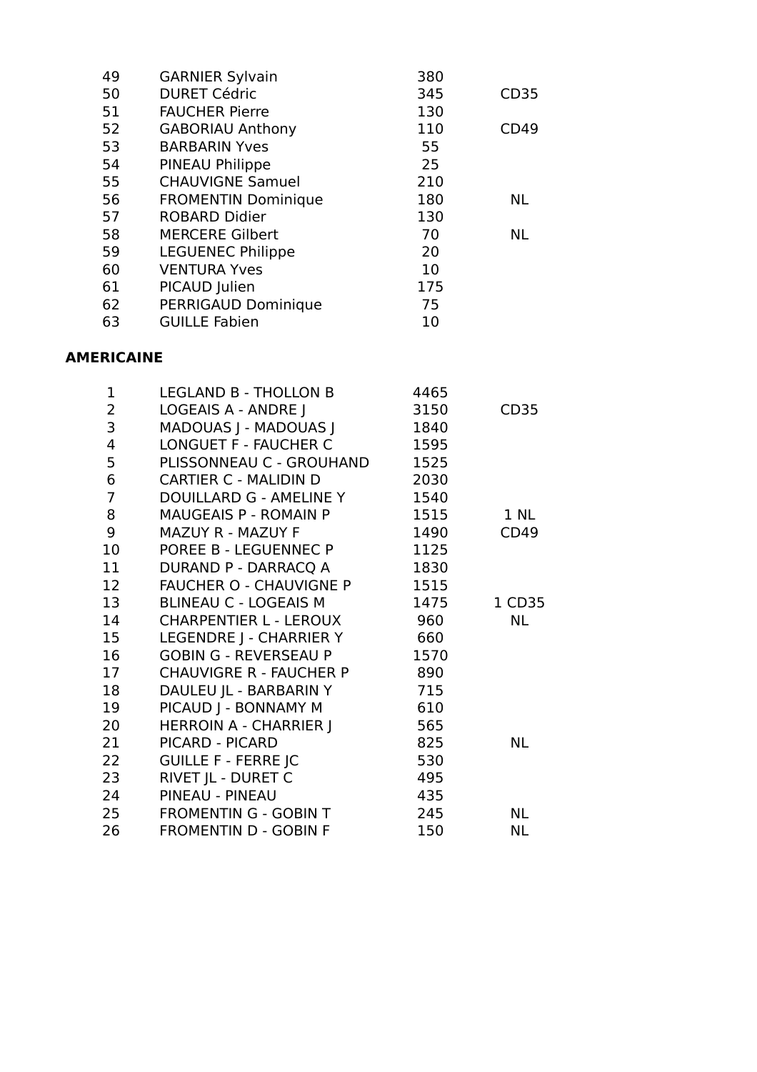| | | | |
|---|---|---|---|
| 49 | GARNIER Sylvain | 380 | |
| 50 | DURET Cédric | 345 | CD35 |
| 51 | FAUCHER Pierre | 130 | |
| 52 | GABORIAU Anthony | 110 | CD49 |
| 53 | BARBARIN Yves | 55 | |
| 54 | PINEAU Philippe | 25 | |
| 55 | CHAUVIGNE Samuel | 210 | |
| 56 | FROMENTIN Dominique | 180 | NL |
| 57 | ROBARD Didier | 130 | |
| 58 | MERCERE Gilbert | 70 | NL |
| 59 | LEGUENEC Philippe | 20 | |
| 60 | VENTURA Yves | 10 | |
| 61 | PICAUD Julien | 175 | |
| 62 | PERRIGAUD Dominique | 75 | |
| 63 | GUILLE Fabien | 10 | |

**AMERICAINE**

| | | | |
|---|---|---|---|
| 1 | LEGLAND B - THOLLON B | 4465 | |
| 2 | LOGEAIS A - ANDRE J | 3150 | CD35 |
| 3 | MADOUAS J - MADOUAS J | 1840 | |
| 4 | LONGUET F - FAUCHER C | 1595 | |
| 5 | PLISSONNEAU C - GROUHAND | 1525 | |
| 6 | CARTIER C - MALIDIN D | 2030 | |
| 7 | DOUILLARD G - AMELINE Y | 1540 | |
| 8 | MAUGEAIS P - ROMAIN P | 1515 | 1 NL |
| 9 | MAZUY R - MAZUY F | 1490 | CD49 |
| 10 | POREE B - LEGUENNEC P | 1125 | |
| 11 | DURAND P - DARRACQ A | 1830 | |
| 12 | FAUCHER O - CHAUVIGNE P | 1515 | |
| 13 | BLINEAU C - LOGEAIS M | 1475 | 1 CD35 |
| 14 | CHARPENTIER L - LEROUX | 960 | NL |
| 15 | LEGENDRE J - CHARRIER Y | 660 | |
| 16 | GOBIN G - REVERSEAU P | 1570 | |
| 17 | CHAUVIGRE R - FAUCHER P | 890 | |
| 18 | DAULEU JL - BARBARIN Y | 715 | |
| 19 | PICAUD J - BONNAMY M | 610 | |
| 20 | HERROIN A - CHARRIER J | 565 | |
| 21 | PICARD - PICARD | 825 | NL |
| 22 | GUILLE F - FERRE JC | 530 | |
| 23 | RIVET JL - DURET C | 495 | |
| 24 | PINEAU - PINEAU | 435 | |
| 25 | FROMENTIN G - GOBIN T | 245 | NL |
| 26 | FROMENTIN D - GOBIN F | 150 | NL |